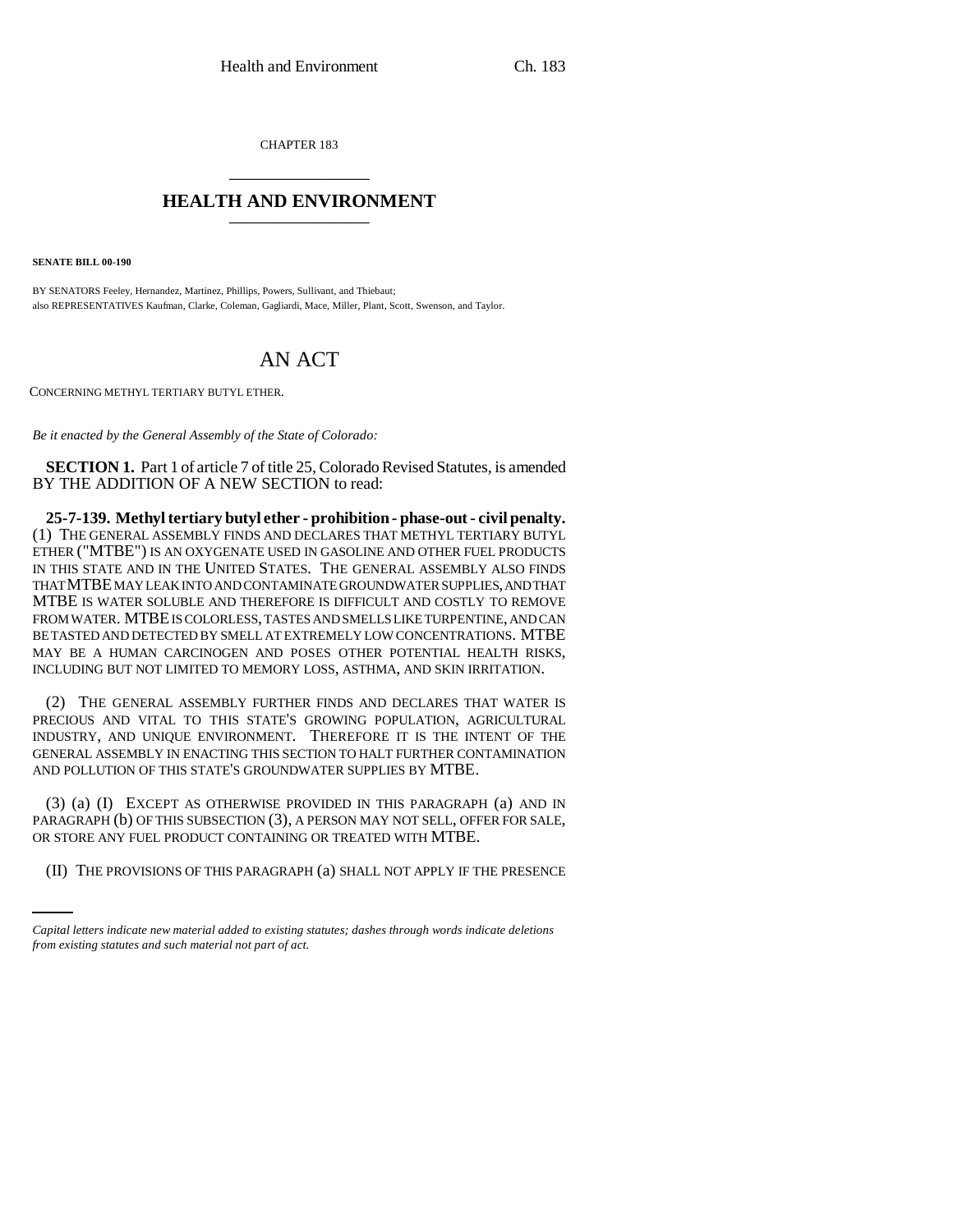CHAPTER 183

# HEALTH AND ENVIRONMENT

**SENATE BILL 00-190**

BY SENATORS Feeley, Hernandez, Martinez, Phillips, Powers, Sullivant, and Thiebaut;
also REPRESENTATIVES Kaufman, Clarke, Coleman, Gagliardi, Mace, Miller, Plant, Scott, Swenson, and Taylor.

# AN ACT

CONCERNING METHYL TERTIARY BUTYL ETHER.

*Be it enacted by the General Assembly of the State of Colorado:*

**SECTION 1.** Part 1 of article 7 of title 25, Colorado Revised Statutes, is amended BY THE ADDITION OF A NEW SECTION to read:

**25-7-139. Methyl tertiary butyl ether - prohibition - phase-out - civil penalty.** (1) THE GENERAL ASSEMBLY FINDS AND DECLARES THAT METHYL TERTIARY BUTYL ETHER ("MTBE") IS AN OXYGENATE USED IN GASOLINE AND OTHER FUEL PRODUCTS IN THIS STATE AND IN THE UNITED STATES. THE GENERAL ASSEMBLY ALSO FINDS THAT MTBE MAY LEAK INTO AND CONTAMINATE GROUNDWATER SUPPLIES, AND THAT MTBE IS WATER SOLUBLE AND THEREFORE IS DIFFICULT AND COSTLY TO REMOVE FROM WATER. MTBE IS COLORLESS, TASTES AND SMELLS LIKE TURPENTINE, AND CAN BE TASTED AND DETECTED BY SMELL AT EXTREMELY LOW CONCENTRATIONS. MTBE MAY BE A HUMAN CARCINOGEN AND POSES OTHER POTENTIAL HEALTH RISKS, INCLUDING BUT NOT LIMITED TO MEMORY LOSS, ASTHMA, AND SKIN IRRITATION.

(2) THE GENERAL ASSEMBLY FURTHER FINDS AND DECLARES THAT WATER IS PRECIOUS AND VITAL TO THIS STATE'S GROWING POPULATION, AGRICULTURAL INDUSTRY, AND UNIQUE ENVIRONMENT. THEREFORE IT IS THE INTENT OF THE GENERAL ASSEMBLY IN ENACTING THIS SECTION TO HALT FURTHER CONTAMINATION AND POLLUTION OF THIS STATE'S GROUNDWATER SUPPLIES BY MTBE.

(3) (a) (I) EXCEPT AS OTHERWISE PROVIDED IN THIS PARAGRAPH (a) AND IN PARAGRAPH (b) OF THIS SUBSECTION (3), A PERSON MAY NOT SELL, OFFER FOR SALE, OR STORE ANY FUEL PRODUCT CONTAINING OR TREATED WITH MTBE.

(II) THE PROVISIONS OF THIS PARAGRAPH (a) SHALL NOT APPLY IF THE PRESENCE

*Capital letters indicate new material added to existing statutes; dashes through words indicate deletions from existing statutes and such material not part of act.*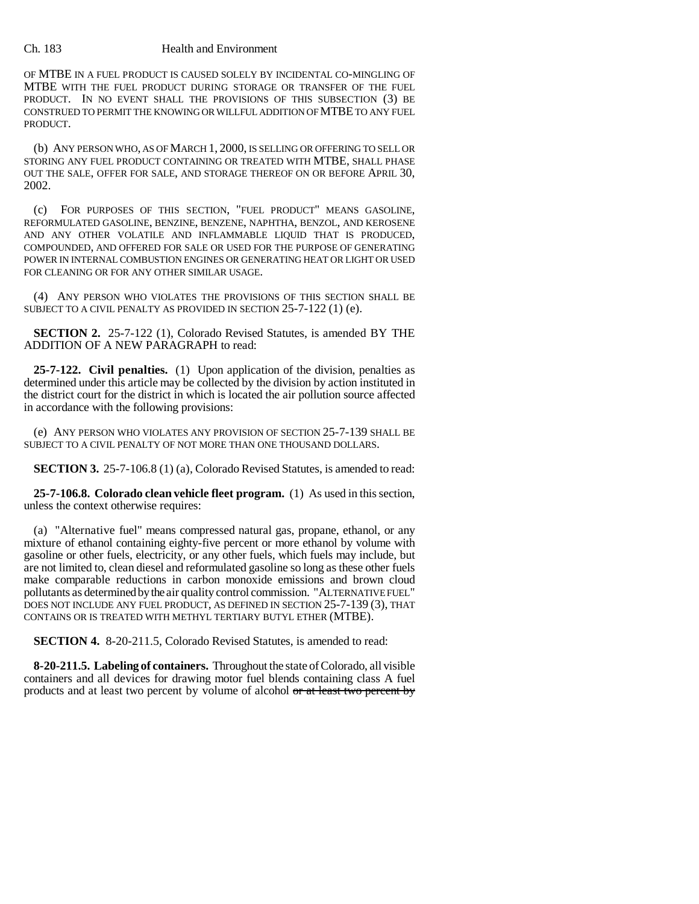OF MTBE IN A FUEL PRODUCT IS CAUSED SOLELY BY INCIDENTAL CO-MINGLING OF MTBE WITH THE FUEL PRODUCT DURING STORAGE OR TRANSFER OF THE FUEL PRODUCT. IN NO EVENT SHALL THE PROVISIONS OF THIS SUBSECTION (3) BE CONSTRUED TO PERMIT THE KNOWING OR WILLFUL ADDITION OF MTBE TO ANY FUEL PRODUCT.

(b) ANY PERSON WHO, AS OF MARCH 1, 2000, IS SELLING OR OFFERING TO SELL OR STORING ANY FUEL PRODUCT CONTAINING OR TREATED WITH MTBE, SHALL PHASE OUT THE SALE, OFFER FOR SALE, AND STORAGE THEREOF ON OR BEFORE APRIL 30, 2002.

(c) FOR PURPOSES OF THIS SECTION, "FUEL PRODUCT" MEANS GASOLINE, REFORMULATED GASOLINE, BENZINE, BENZENE, NAPHTHA, BENZOL, AND KEROSENE AND ANY OTHER VOLATILE AND INFLAMMABLE LIQUID THAT IS PRODUCED, COMPOUNDED, AND OFFERED FOR SALE OR USED FOR THE PURPOSE OF GENERATING POWER IN INTERNAL COMBUSTION ENGINES OR GENERATING HEAT OR LIGHT OR USED FOR CLEANING OR FOR ANY OTHER SIMILAR USAGE.

(4) ANY PERSON WHO VIOLATES THE PROVISIONS OF THIS SECTION SHALL BE SUBJECT TO A CIVIL PENALTY AS PROVIDED IN SECTION 25-7-122 (1) (e).

**SECTION 2.** 25-7-122 (1), Colorado Revised Statutes, is amended BY THE ADDITION OF A NEW PARAGRAPH to read:

**25-7-122. Civil penalties.** (1) Upon application of the division, penalties as determined under this article may be collected by the division by action instituted in the district court for the district in which is located the air pollution source affected in accordance with the following provisions:

(e) ANY PERSON WHO VIOLATES ANY PROVISION OF SECTION 25-7-139 SHALL BE SUBJECT TO A CIVIL PENALTY OF NOT MORE THAN ONE THOUSAND DOLLARS.

**SECTION 3.** 25-7-106.8 (1) (a), Colorado Revised Statutes, is amended to read:

**25-7-106.8. Colorado clean vehicle fleet program.** (1) As used in this section, unless the context otherwise requires:

(a) "Alternative fuel" means compressed natural gas, propane, ethanol, or any mixture of ethanol containing eighty-five percent or more ethanol by volume with gasoline or other fuels, electricity, or any other fuels, which fuels may include, but are not limited to, clean diesel and reformulated gasoline so long as these other fuels make comparable reductions in carbon monoxide emissions and brown cloud pollutants as determined by the air quality control commission. "ALTERNATIVE FUEL" DOES NOT INCLUDE ANY FUEL PRODUCT, AS DEFINED IN SECTION 25-7-139 (3), THAT CONTAINS OR IS TREATED WITH METHYL TERTIARY BUTYL ETHER (MTBE).

**SECTION 4.** 8-20-211.5, Colorado Revised Statutes, is amended to read:

**8-20-211.5. Labeling of containers.** Throughout the state of Colorado, all visible containers and all devices for drawing motor fuel blends containing class A fuel products and at least two percent by volume of alcohol ~~or at least two percent by~~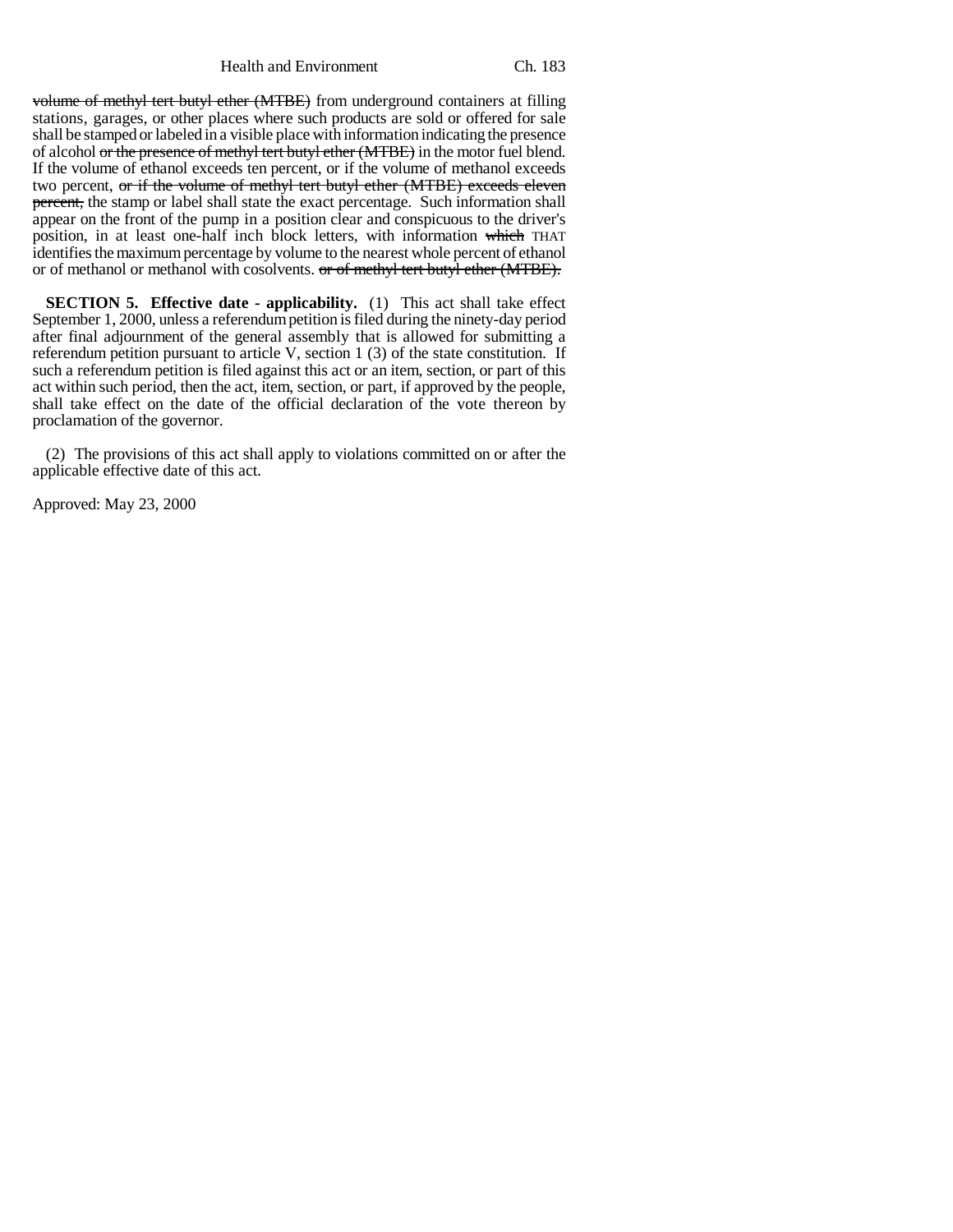~~volume of methyl tert butyl ether (MTBE)~~ from underground containers at filling stations, garages, or other places where such products are sold or offered for sale shall be stamped or labeled in a visible place with information indicating the presence of alcohol ~~or the presence of methyl tert butyl ether (MTBE)~~ in the motor fuel blend. If the volume of ethanol exceeds ten percent, or if the volume of methanol exceeds two percent, ~~or if the volume of methyl tert butyl ether (MTBE) exceeds eleven percent,~~ the stamp or label shall state the exact percentage. Such information shall appear on the front of the pump in a position clear and conspicuous to the driver's position, in at least one-half inch block letters, with information ~~which~~ THAT identifies the maximum percentage by volume to the nearest whole percent of ethanol or of methanol or methanol with cosolvents. ~~or of methyl tert butyl ether (MTBE).~~

**SECTION 5. Effective date - applicability.** (1) This act shall take effect September 1, 2000, unless a referendum petition is filed during the ninety-day period after final adjournment of the general assembly that is allowed for submitting a referendum petition pursuant to article V, section 1 (3) of the state constitution. If such a referendum petition is filed against this act or an item, section, or part of this act within such period, then the act, item, section, or part, if approved by the people, shall take effect on the date of the official declaration of the vote thereon by proclamation of the governor.

(2) The provisions of this act shall apply to violations committed on or after the applicable effective date of this act.

Approved: May 23, 2000